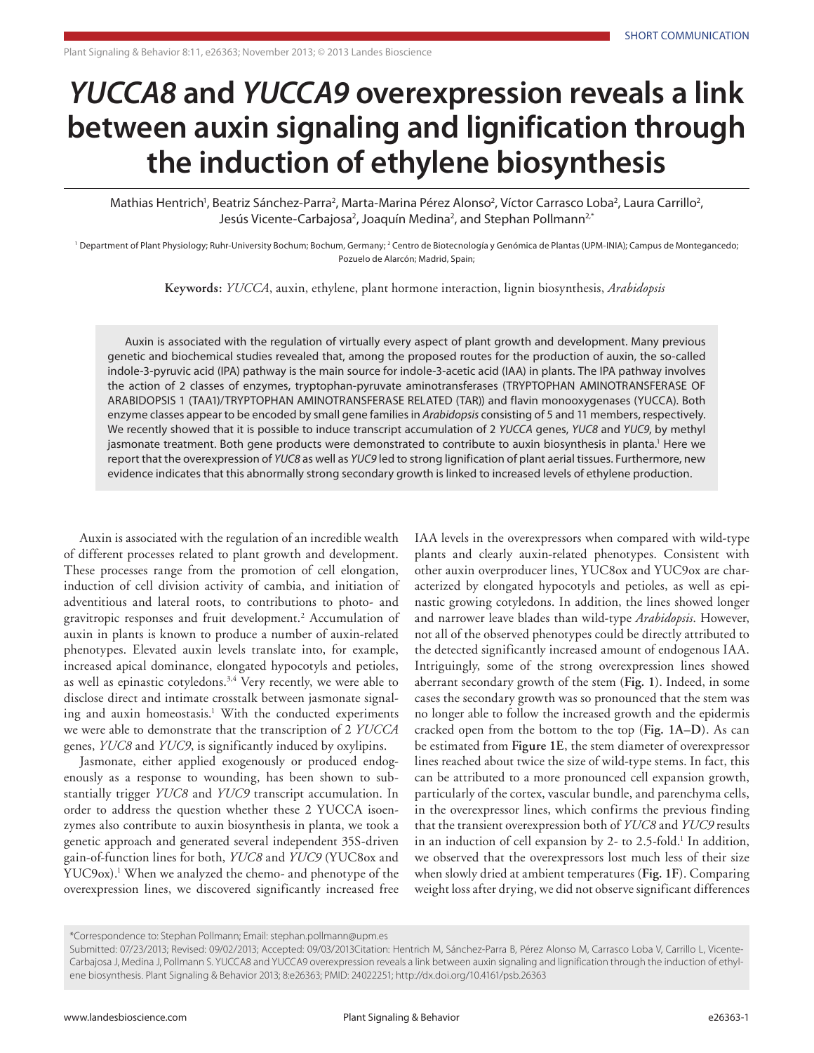SHORT COMMUNICATION

# *YUCCA8* and *YUCCA9* overexpression reveals a link between auxin signaling and lignification through the induction of ethylene biosynthesis

Mathias Hentrich[1], Beatriz Sánchez-Parra[2], Marta-Marina Pérez Alonso[2], Víctor Carrasco Loba[2], Laura Carrillo[2], Jesús Vicente-Carbajosa[2], Joaquín Medina[2], and Stephan Pollmann[2,*]

[1] Department of Plant Physiology; Ruhr-University Bochum; Bochum, Germany; [2] Centro de Biotecnología y Genómica de Plantas (UPM-INIA); Campus de Montegancedo; Pozuelo de Alarcón; Madrid, Spain;

**Keywords:** *YUCCA*, auxin, ethylene, plant hormone interaction, lignin biosynthesis, *Arabidopsis*

Auxin is associated with the regulation of virtually every aspect of plant growth and development. Many previous genetic and biochemical studies revealed that, among the proposed routes for the production of auxin, the so-called indole-3-pyruvic acid (IPA) pathway is the main source for indole-3-acetic acid (IAA) in plants. The IPA pathway involves the action of 2 classes of enzymes, tryptophan-pyruvate aminotransferases (TRYPTOPHAN AMINOTRANSFERASE OF ARABIDOPSIS 1 (TAA1)/TRYPTOPHAN AMINOTRANSFERASE RELATED (TAR)) and flavin monooxygenases (YUCCA). Both enzyme classes appear to be encoded by small gene families in *Arabidopsis* consisting of 5 and 11 members, respectively. We recently showed that it is possible to induce transcript accumulation of 2 *YUCCA* genes, *YUC8* and *YUC9*, by methyl jasmonate treatment. Both gene products were demonstrated to contribute to auxin biosynthesis in planta.[1] Here we report that the overexpression of *YUC8* as well as *YUC9* led to strong lignification of plant aerial tissues. Furthermore, new evidence indicates that this abnormally strong secondary growth is linked to increased levels of ethylene production.

Auxin is associated with the regulation of an incredible wealth of different processes related to plant growth and development. These processes range from the promotion of cell elongation, induction of cell division activity of cambia, and initiation of adventitious and lateral roots, to contributions to photo- and gravitropic responses and fruit development.[2] Accumulation of auxin in plants is known to produce a number of auxin-related phenotypes. Elevated auxin levels translate into, for example, increased apical dominance, elongated hypocotyls and petioles, as well as epinastic cotyledons.[3,4] Very recently, we were able to disclose direct and intimate crosstalk between jasmonate signaling and auxin homeostasis.[1] With the conducted experiments we were able to demonstrate that the transcription of 2 *YUCCA* genes, *YUC8* and *YUC9*, is significantly induced by oxylipins.

Jasmonate, either applied exogenously or produced endogenously as a response to wounding, has been shown to substantially trigger *YUC8* and *YUC9* transcript accumulation. In order to address the question whether these 2 YUCCA isoenzymes also contribute to auxin biosynthesis in planta, we took a genetic approach and generated several independent 35S-driven gain-of-function lines for both, *YUC8* and *YUC9* (YUC8ox and YUC9ox).[1] When we analyzed the chemo- and phenotype of the overexpression lines, we discovered significantly increased free IAA levels in the overexpressors when compared with wild-type plants and clearly auxin-related phenotypes. Consistent with other auxin overproducer lines, YUC8ox and YUC9ox are characterized by elongated hypocotyls and petioles, as well as epinastic growing cotyledons. In addition, the lines showed longer and narrower leave blades than wild-type *Arabidopsis*. However, not all of the observed phenotypes could be directly attributed to the detected significantly increased amount of endogenous IAA. Intriguingly, some of the strong overexpression lines showed aberrant secondary growth of the stem (**Fig. 1**). Indeed, in some cases the secondary growth was so pronounced that the stem was no longer able to follow the increased growth and the epidermis cracked open from the bottom to the top (**Fig. 1A–D**). As can be estimated from **Figure 1E**, the stem diameter of overexpressor lines reached about twice the size of wild-type stems. In fact, this can be attributed to a more pronounced cell expansion growth, particularly of the cortex, vascular bundle, and parenchyma cells, in the overexpressor lines, which confirms the previous finding that the transient overexpression both of *YUC8* and *YUC9* results in an induction of cell expansion by 2- to 2.5-fold.[1] In addition, we observed that the overexpressors lost much less of their size when slowly dried at ambient temperatures (**Fig. 1F**). Comparing weight loss after drying, we did not observe significant differences

*Correspondence to: Stephan Pollmann; Email: stephan.pollmann@upm.es

Submitted: 07/23/2013; Revised: 09/02/2013; Accepted: 09/03/2013Citation: Hentrich M, Sánchez-Parra B, Pérez Alonso M, Carrasco Loba V, Carrillo L, Vicente-Carbajosa J, Medina J, Pollmann S. YUCCA8 and YUCCA9 overexpression reveals a link between auxin signaling and lignification through the induction of ethylene biosynthesis. Plant Signaling & Behavior 2013; 8:e26363; PMID: 24022251; http://dx.doi.org/10.4161/psb.26363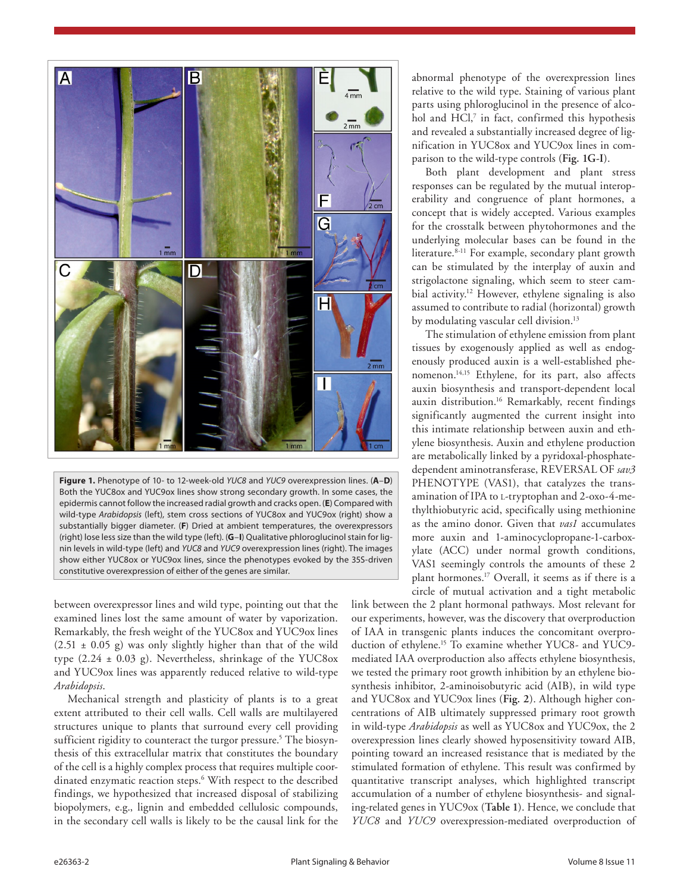**Figure 1.** Phenotype of 10- to 12-week-old *YUC8* and *YUC9* overexpression lines. (**A**–**D**) Both the YUC8ox and YUC9ox lines show strong secondary growth. In some cases, the epidermis cannot follow the increased radial growth and cracks open. (**E**) Compared with wild-type *Arabidopsis* (left), stem cross sections of YUC8ox and YUC9ox (right) show a substantially bigger diameter. (**F**) Dried at ambient temperatures, the overexpressors (right) lose less size than the wild type (left). (**G**–**I**) Qualitative phloroglucinol stain for lignin levels in wild-type (left) and *YUC8* and *YUC9* overexpression lines (right). The images show either YUC8ox or YUC9ox lines, since the phenotypes evoked by the 35S-driven constitutive overexpression of either of the genes are similar.

between overexpressor lines and wild type, pointing out that the examined lines lost the same amount of water by vaporization. Remarkably, the fresh weight of the YUC8ox and YUC9ox lines (2.51 ± 0.05 g) was only slightly higher than that of the wild type (2.24 ± 0.03 g). Nevertheless, shrinkage of the YUC8ox and YUC9ox lines was apparently reduced relative to wild-type *Arabidopsis*.

Mechanical strength and plasticity of plants is to a great extent attributed to their cell walls. Cell walls are multilayered structures unique to plants that surround every cell providing sufficient rigidity to counteract the turgor pressure.[5] The biosynthesis of this extracellular matrix that constitutes the boundary of the cell is a highly complex process that requires multiple coordinated enzymatic reaction steps.[6] With respect to the described findings, we hypothesized that increased disposal of stabilizing biopolymers, e.g., lignin and embedded cellulosic compounds, in the secondary cell walls is likely to be the causal link for the abnormal phenotype of the overexpression lines relative to the wild type. Staining of various plant parts using phloroglucinol in the presence of alcohol and HCl,[7] in fact, confirmed this hypothesis and revealed a substantially increased degree of lignification in YUC8ox and YUC9ox lines in comparison to the wild-type controls (**Fig. 1G-I**).

Both plant development and plant stress responses can be regulated by the mutual interoperability and congruence of plant hormones, a concept that is widely accepted. Various examples for the crosstalk between phytohormones and the underlying molecular bases can be found in the literature.[8-11] For example, secondary plant growth can be stimulated by the interplay of auxin and strigolactone signaling, which seem to steer cambial activity.[12] However, ethylene signaling is also assumed to contribute to radial (horizontal) growth by modulating vascular cell division.[13]

The stimulation of ethylene emission from plant tissues by exogenously applied as well as endogenously produced auxin is a well-established phenomenon.[14,15] Ethylene, for its part, also affects auxin biosynthesis and transport-dependent local auxin distribution.[16] Remarkably, recent findings significantly augmented the current insight into this intimate relationship between auxin and ethylene biosynthesis. Auxin and ethylene production are metabolically linked by a pyridoxal-phosphate-dependent aminotransferase, REVERSAL OF *sav3* PHENOTYPE (VAS1), that catalyzes the transamination of IPA to L-tryptophan and 2-oxo-4-methylthiobutyric acid, specifically using methionine as the amino donor. Given that *vas1* accumulates more auxin and 1-aminocyclopropane-1-carboxylate (ACC) under normal growth conditions, VAS1 seemingly controls the amounts of these 2 plant hormones.[17] Overall, it seems as if there is a circle of mutual activation and a tight metabolic link between the 2 plant hormonal pathways. Most relevant for our experiments, however, was the discovery that overproduction of IAA in transgenic plants induces the concomitant overproduction of ethylene.[15] To examine whether YUC8- and YUC9-mediated IAA overproduction also affects ethylene biosynthesis, we tested the primary root growth inhibition by an ethylene biosynthesis inhibitor, 2-aminoisobutyric acid (AIB), in wild type and YUC8ox and YUC9ox lines (**Fig. 2**). Although higher concentrations of AIB ultimately suppressed primary root growth in wild-type *Arabidopsis* as well as YUC8ox and YUC9ox, the 2 overexpression lines clearly showed hyposensitivity toward AIB, pointing toward an increased resistance that is mediated by the stimulated formation of ethylene. This result was confirmed by quantitative transcript analyses, which highlighted transcript accumulation of a number of ethylene biosynthesis- and signaling-related genes in YUC9ox (**Table 1**). Hence, we conclude that *YUC8* and *YUC9* overexpression-mediated overproduction of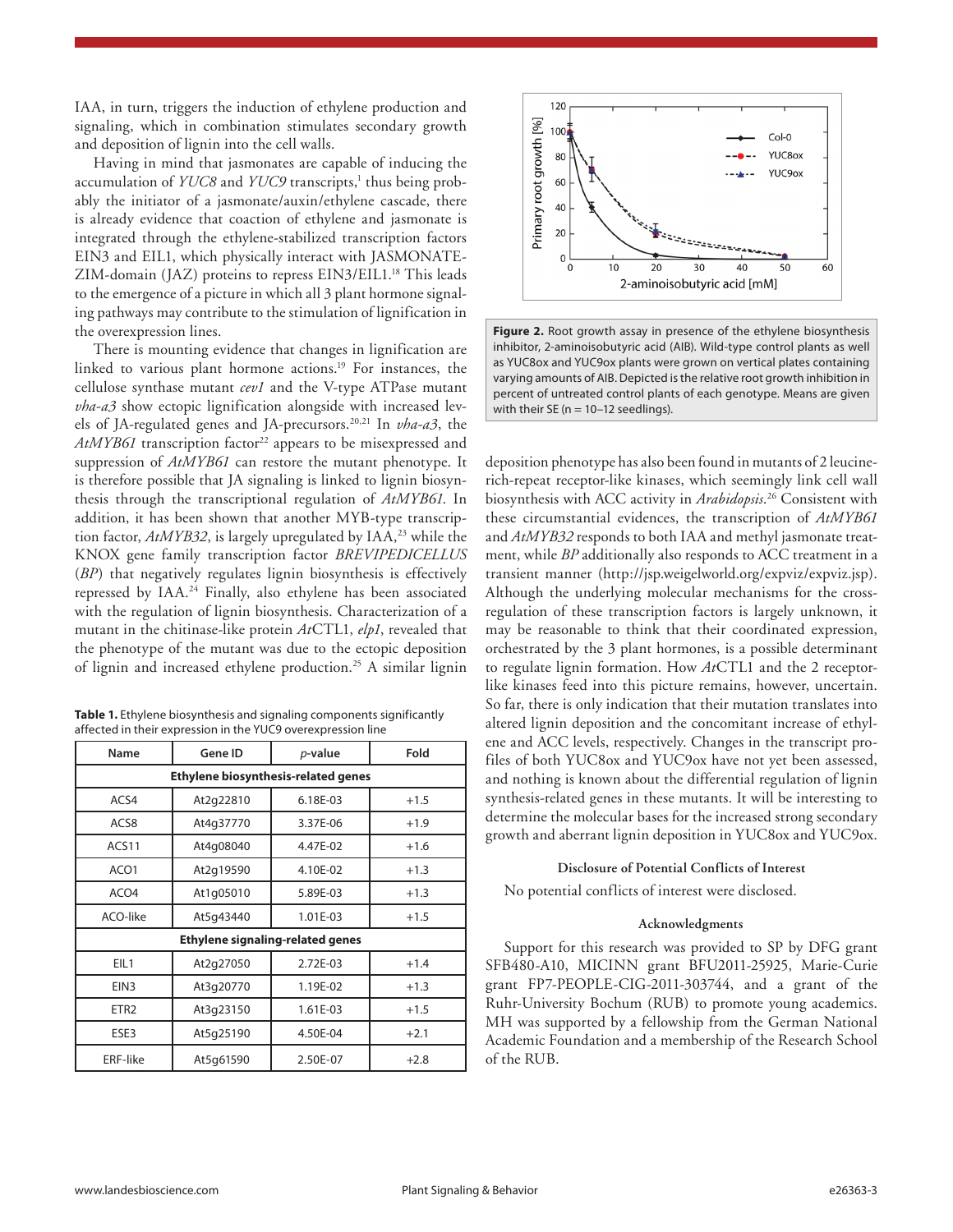IAA, in turn, triggers the induction of ethylene production and signaling, which in combination stimulates secondary growth and deposition of lignin into the cell walls.

Having in mind that jasmonates are capable of inducing the accumulation of *YUC8* and *YUC9* transcripts,[1] thus being probably the initiator of a jasmonate/auxin/ethylene cascade, there is already evidence that coaction of ethylene and jasmonate is integrated through the ethylene-stabilized transcription factors EIN3 and EIL1, which physically interact with JASMONATE-ZIM-domain (JAZ) proteins to repress EIN3/EIL1.[18] This leads to the emergence of a picture in which all 3 plant hormone signaling pathways may contribute to the stimulation of lignification in the overexpression lines.

There is mounting evidence that changes in lignification are linked to various plant hormone actions.[19] For instances, the cellulose synthase mutant *cev1* and the V-type ATPase mutant *vha-a3* show ectopic lignification alongside with increased levels of JA-regulated genes and JA-precursors.[20,21] In *vha-a3*, the *AtMYB61* transcription factor[22] appears to be misexpressed and suppression of *AtMYB61* can restore the mutant phenotype. It is therefore possible that JA signaling is linked to lignin biosynthesis through the transcriptional regulation of *AtMYB61*. In addition, it has been shown that another MYB-type transcription factor, *AtMYB32*, is largely upregulated by IAA,[23] while the KNOX gene family transcription factor *BREVIPEDICELLUS* (*BP*) that negatively regulates lignin biosynthesis is effectively repressed by IAA.[24] Finally, also ethylene has been associated with the regulation of lignin biosynthesis. Characterization of a mutant in the chitinase-like protein *At*CTL1, *elp1*, revealed that the phenotype of the mutant was due to the ectopic deposition of lignin and increased ethylene production.[25] A similar lignin deposition phenotype has also been found in mutants of 2 leucine-rich-repeat receptor-like kinases, which seemingly link cell wall biosynthesis with ACC activity in *Arabidopsis*.[26] Consistent with these circumstantial evidences, the transcription of *AtMYB61* and *AtMYB32* responds to both IAA and methyl jasmonate treatment, while *BP* additionally also responds to ACC treatment in a transient manner (http://jsp.weigelworld.org/expviz/expviz.jsp). Although the underlying molecular mechanisms for the cross-regulation of these transcription factors is largely unknown, it may be reasonable to think that their coordinated expression, orchestrated by the 3 plant hormones, is a possible determinant to regulate lignin formation. How *At*CTL1 and the 2 receptor-like kinases feed into this picture remains, however, uncertain. So far, there is only indication that their mutation translates into altered lignin deposition and the concomitant increase of ethylene and ACC levels, respectively. Changes in the transcript profiles of both YUC8ox and YUC9ox have not yet been assessed, and nothing is known about the differential regulation of lignin synthesis-related genes in these mutants. It will be interesting to determine the molecular bases for the increased strong secondary growth and aberrant lignin deposition in YUC8ox and YUC9ox.

**Table 1.** Ethylene biosynthesis and signaling components significantly affected in their expression in the YUC9 overexpression line

| Name | Gene ID | *p*-value | Fold |
|---|---|---|---|
| **Ethylene biosynthesis-related genes** | | | |
| ACS4 | At2g22810 | 6.18E-03 | +1.5 |
| ACS8 | At4g37770 | 3.37E-06 | +1.9 |
| ACS11 | At4g08040 | 4.47E-02 | +1.6 |
| ACO1 | At2g19590 | 4.10E-02 | +1.3 |
| ACO4 | At1g05010 | 5.89E-03 | +1.3 |
| ACO-like | At5g43440 | 1.01E-03 | +1.5 |
| **Ethylene signaling-related genes** | | | |
| EIL1 | At2g27050 | 2.72E-03 | +1.4 |
| EIN3 | At3g20770 | 1.19E-02 | +1.3 |
| ETR2 | At3g23150 | 1.61E-03 | +1.5 |
| ESE3 | At5g25190 | 4.50E-04 | +2.1 |
| ERF-like | At5g61590 | 2.50E-07 | +2.8 |

**Figure 2.** Root growth assay in presence of the ethylene biosynthesis inhibitor, 2-aminoisobutyric acid (AIB). Wild-type control plants as well as YUC8ox and YUC9ox plants were grown on vertical plates containing varying amounts of AIB. Depicted is the relative root growth inhibition in percent of untreated control plants of each genotype. Means are given with their SE (n = 10–12 seedlings).

#### Disclosure of Potential Conflicts of Interest

No potential conflicts of interest were disclosed.

#### Acknowledgments

Support for this research was provided to SP by DFG grant SFB480-A10, MICINN grant BFU2011-25925, Marie-Curie grant FP7-PEOPLE-CIG-2011-303744, and a grant of the Ruhr-University Bochum (RUB) to promote young academics. MH was supported by a fellowship from the German National Academic Foundation and a membership of the Research School of the RUB.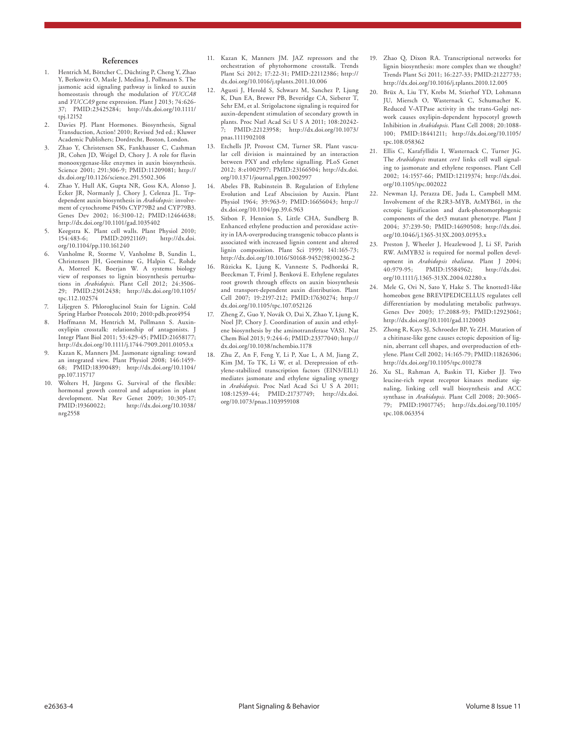## References

1. Hentrich M, Böttcher C, Düchting P, Cheng Y, Zhao Y, Berkowitz O, Masle J, Medina J, Pollmann S. The jasmonic acid signaling pathway is linked to auxin homeostasis through the modulation of *YUCCA8* and *YUCCA9* gene expression. Plant J 2013; 74:626-37; PMID:23425284; http://dx.doi.org/10.1111/tpj.12152
2. Davies PJ. Plant Hormones. Biosynthesis, Signal Transduction, Action! 2010; Revised 3rd ed.; Kluwer Academic Publishers; Dordrecht, Boston, London.
3. Zhao Y, Christensen SK, Fankhauser C, Cashman JR, Cohen JD, Weigel D, Chory J. A role for flavin monooxygenase-like enzymes in auxin biosynthesis. Science 2001; 291:306-9; PMID:11209081; http://dx.doi.org/10.1126/science.291.5502.306
4. Zhao Y, Hull AK, Gupta NR, Goss KA, Alonso J, Ecker JR, Normanly J, Chory J, Celenza JL. Trp-dependent auxin biosynthesis in *Arabidopsis*: involvement of cytochrome P450s CYP79B2 and CYP79B3. Genes Dev 2002; 16:3100-12; PMID:12464638; http://dx.doi.org/10.1101/gad.1035402
5. Keegstra K. Plant cell walls. Plant Physiol 2010; 154:483-6; PMID:20921169; http://dx.doi.org/10.1104/pp.110.161240
6. Vanholme R, Storme V, Vanholme B, Sundin L, Christensen JH, Goeminne G, Halpin C, Rohde A, Morreel K, Boerjan W. A systems biology view of responses to lignin biosynthesis perturbations in *Arabidopsis*. Plant Cell 2012; 24:3506-29; PMID:23012438; http://dx.doi.org/10.1105/tpc.112.102574
7. Liljegren S. Phloroglucinol Stain for Lignin. Cold Spring Harbor Protocols 2010; 2010:pdb.prot4954
8. Hoffmann M, Hentrich M, Pollmann S. Auxin-oxylipin crosstalk: relationship of antagonists. J Integr Plant Biol 2011; 53:429-45; PMID:21658177; http://dx.doi.org/10.1111/j.1744-7909.2011.01053.x
9. Kazan K, Manners JM. Jasmonate signaling: toward an integrated view. Plant Physiol 2008; 146:1459-68; PMID:18390489; http://dx.doi.org/10.1104/pp.107.115717
10. Wolters H, Jürgens G. Survival of the flexible: hormonal growth control and adaptation in plant development. Nat Rev Genet 2009; 10:305-17; PMID:19360022; http://dx.doi.org/10.1038/nrg2558
11. Kazan K, Manners JM. JAZ repressors and the orchestration of phytohormone crosstalk. Trends Plant Sci 2012; 17:22-31; PMID:22112386; http://dx.doi.org/10.1016/j.tplants.2011.10.006
12. Agusti J, Herold S, Schwarz M, Sanchez P, Ljung K, Dun EA, Brewer PB, Beveridge CA, Sieberer T, Sehr EM, et al. Strigolactone signaling is required for auxin-dependent stimulation of secondary growth in plants. Proc Natl Acad Sci U S A 2011; 108:20242-7; PMID:22123958; http://dx.doi.org/10.1073/pnas.1111902108
13. Etchells JP, Provost CM, Turner SR. Plant vascular cell division is maintained by an interaction between PXY and ethylene signalling. PLoS Genet 2012; 8:e1002997; PMID:23166504; http://dx.doi.org/10.1371/journal.pgen.1002997
14. Abeles FB, Rubinstein B. Regulation of Ethylene Evolution and Leaf Abscission by Auxin. Plant Physiol 1964; 39:963-9; PMID:16656043; http://dx.doi.org/10.1104/pp.39.6.963
15. Sitbon F, Hennion S, Little CHA, Sundberg B. Enhanced ethylene production and peroxidase activity in IAA-overproducing transgenic tobacco plants is associated with increased lignin content and altered lignin composition. Plant Sci 1999; 141:165-73; http://dx.doi.org/10.1016/S0168-9452(98)00236-2
16. Růzicka K, Ljung K, Vanneste S, Podhorská R, Beeckman T, Friml J, Benková E. Ethylene regulates root growth through effects on auxin biosynthesis and transport-dependent auxin distribution. Plant Cell 2007; 19:2197-212; PMID:17630274; http://dx.doi.org/10.1105/tpc.107.052126
17. Zheng Z, Guo Y, Novák O, Dai X, Zhao Y, Ljung K, Noel JP, Chory J. Coordination of auxin and ethylene biosynthesis by the aminotransferase VAS1. Nat Chem Biol 2013; 9:244-6; PMID:23377040; http://dx.doi.org/10.1038/nchembio.1178
18. Zhu Z, An F, Feng Y, Li P, Xue L, A M, Jiang Z, Kim JM, To TK, Li W, et al. Derepression of ethylene-stabilized transcription factors (EIN3/EIL1) mediates jasmonate and ethylene signaling synergy in *Arabidopsis*. Proc Natl Acad Sci U S A 2011; 108:12539-44; PMID:21737749; http://dx.doi.org/10.1073/pnas.1103959108
19. Zhao Q, Dixon RA. Transcriptional networks for lignin biosynthesis: more complex than we thought? Trends Plant Sci 2011; 16:227-33; PMID:21227733; http://dx.doi.org/10.1016/j.tplants.2010.12.005
20. Brüx A, Liu TY, Krebs M, Stierhof YD, Lohmann JU, Miersch O, Wasternack C, Schumacher K. Reduced V-ATPase activity in the trans-Golgi network causes oxylipin-dependent hypocotyl growth Inhibition in *Arabidopsis*. Plant Cell 2008; 20:1088-100; PMID:18441211; http://dx.doi.org/10.1105/tpc.108.058362
21. Ellis C, Karafyllidis I, Wasternack C, Turner JG. The *Arabidopsis* mutant *cev1* links cell wall signaling to jasmonate and ethylene responses. Plant Cell 2002; 14:1557-66; PMID:12119374; http://dx.doi.org/10.1105/tpc.002022
22. Newman LJ, Perazza DE, Juda L, Campbell MM. Involvement of the R2R3-MYB, AtMYB61, in the ectopic lignification and dark-photomorphogenic components of the det3 mutant phenotype. Plant J 2004; 37:239-50; PMID:14690508; http://dx.doi.org/10.1046/j.1365-313X.2003.01953.x
23. Preston J, Wheeler J, Heazlewood J, Li SF, Parish RW. AtMYB32 is required for normal pollen development in *Arabidopsis thaliana*. Plant J 2004; 40:979-95; PMID:15584962; http://dx.doi.org/10.1111/j.1365-313X.2004.02280.x
24. Mele G, Ori N, Sato Y, Hake S. The knotted1-like homeobox gene BREVIPEDICELLUS regulates cell differentiation by modulating metabolic pathways. Genes Dev 2003; 17:2088-93; PMID:12923061; http://dx.doi.org/10.1101/gad.1120003
25. Zhong R, Kays SJ, Schroeder BP, Ye ZH. Mutation of a chitinase-like gene causes ectopic deposition of lignin, aberrant cell shapes, and overproduction of ethylene. Plant Cell 2002; 14:165-79; PMID:11826306; http://dx.doi.org/10.1105/tpc.010278
26. Xu SL, Rahman A, Baskin TI, Kieber JJ. Two leucine-rich repeat receptor kinases mediate signaling, linking cell wall biosynthesis and ACC synthase in *Arabidopsis*. Plant Cell 2008; 20:3065-79; PMID:19017745; http://dx.doi.org/10.1105/tpc.108.063354